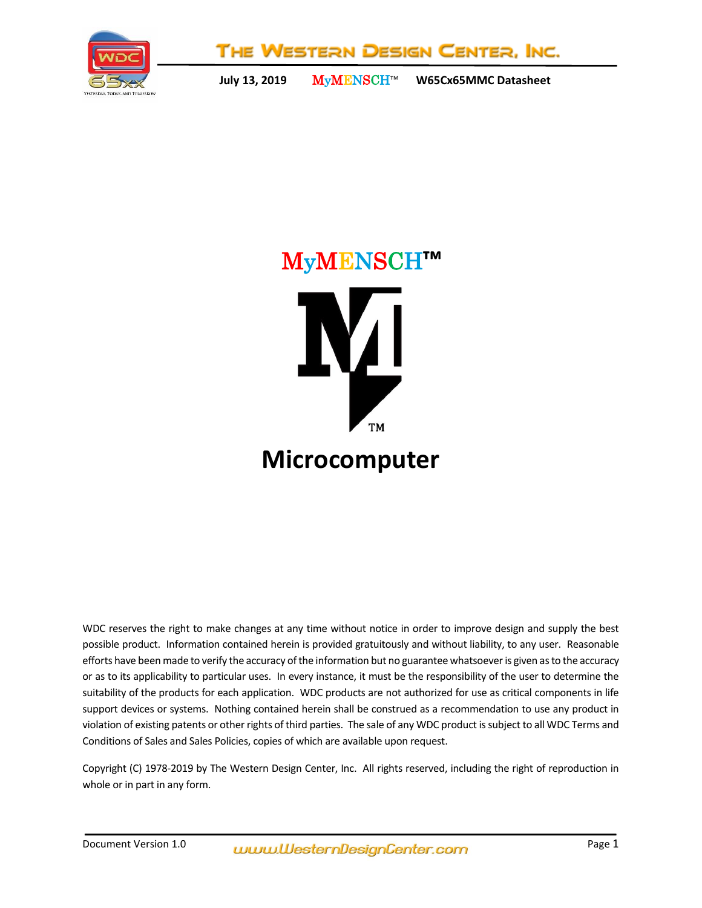# MyMENSCH™

# Microcomputer

WDC reserves the right to make changes at any time without notice in order to improve design and supply the best possible product. Information contained herein is provided gratuitously and without liability, to any user. Reasonable efforts have been made to verify the accuracy of the information but no guarantee whatsoever is given as to the accuracy or as to its applicability to particular uses. In every instance, it must be the responsibility of the user to determine the suitability of the products for each application. WDC products are not authorized for use as critical components in life support devices or systems. Nothing contained herein shall be construed as a recommendation to use any product in violation of existing patents or other rights of third parties. The sale of any WDC product is subject to all WDC Terms and Conditions of Sales and Sales Policies, copies of which are available upon request.

Copyright (C) 1978-2019 by The Western Design Center, Inc. All rights reserved, including the right of reproduction in whole or in part in any form.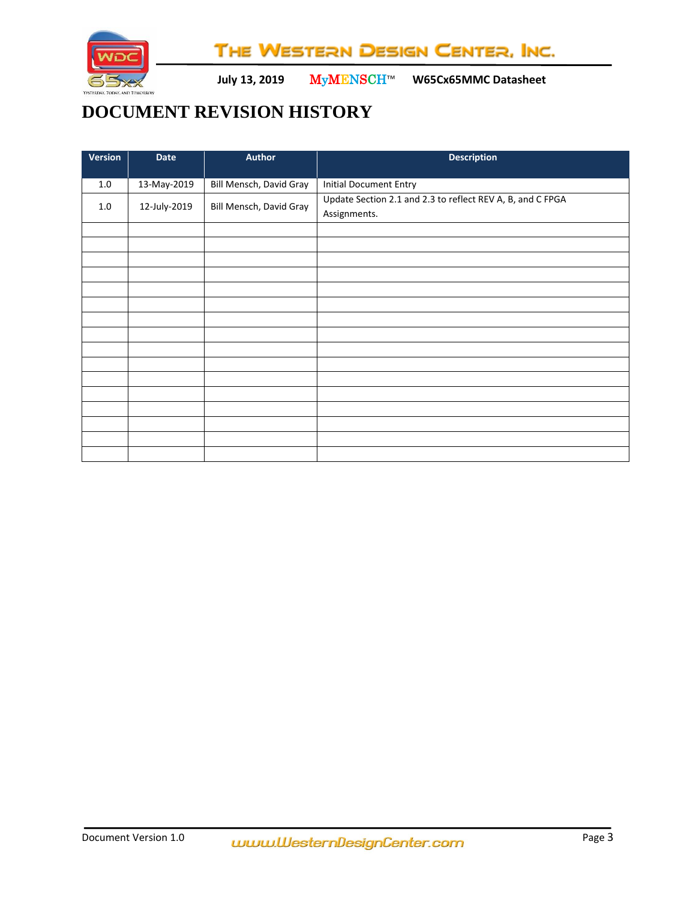# DOCUMENT REVISION HISTORY

| Version | Date | Author | Description |
|---|---|---|---|
| 1.0 | 13-May-2019 | Bill Mensch, David Gray | Initial Document Entry |
| 1.0 | 12-July-2019 | Bill Mensch, David Gray | Update Section 2.1 and 2.3 to reflect REV A, B, and C FPGA Assignments. |
| | | | |
| | | | |
| | | | |
| | | | |
| | | | |
| | | | |
| | | | |
| | | | |
| | | | |
| | | | |
| | | | |
| | | | |
| | | | |
| | | | |
| | | | |
| | | | |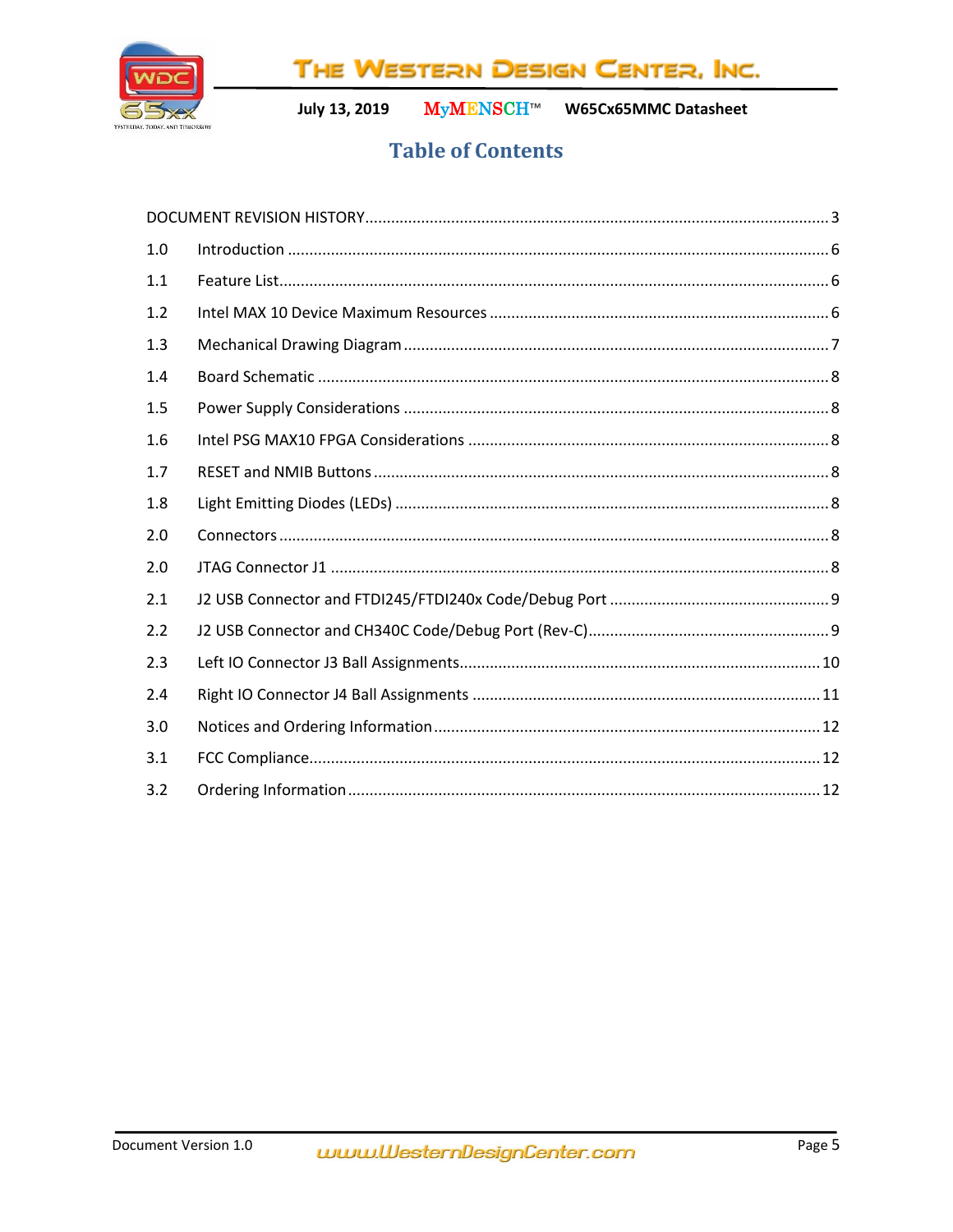# Table of Contents

| | | |
|---|---|---|
| DOCUMENT REVISION HISTORY | | 3 |
| 1.0 | Introduction | 6 |
| 1.1 | Feature List | 6 |
| 1.2 | Intel MAX 10 Device Maximum Resources | 6 |
| 1.3 | Mechanical Drawing Diagram | 7 |
| 1.4 | Board Schematic | 8 |
| 1.5 | Power Supply Considerations | 8 |
| 1.6 | Intel PSG MAX10 FPGA Considerations | 8 |
| 1.7 | RESET and NMIB Buttons | 8 |
| 1.8 | Light Emitting Diodes (LEDs) | 8 |
| 2.0 | Connectors | 8 |
| 2.0 | JTAG Connector J1 | 8 |
| 2.1 | J2 USB Connector and FTDI245/FTDI240x Code/Debug Port | 9 |
| 2.2 | J2 USB Connector and CH340C Code/Debug Port (Rev-C) | 9 |
| 2.3 | Left IO Connector J3 Ball Assignments | 10 |
| 2.4 | Right IO Connector J4 Ball Assignments | 11 |
| 3.0 | Notices and Ordering Information | 12 |
| 3.1 | FCC Compliance | 12 |
| 3.2 | Ordering Information | 12 |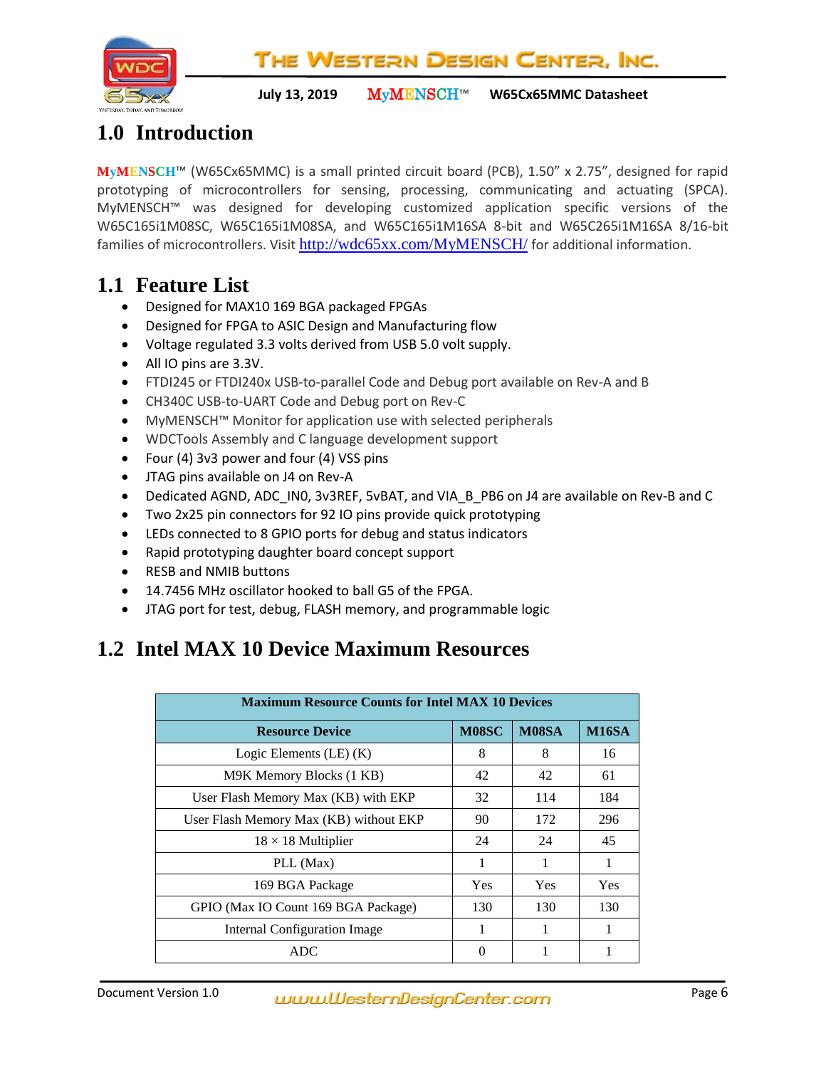# 1.0 Introduction

MyMENSCH™ (W65Cx65MMC) is a small printed circuit board (PCB), 1.50" x 2.75", designed for rapid prototyping of microcontrollers for sensing, processing, communicating and actuating (SPCA). MyMENSCH™ was designed for developing customized application specific versions of the W65C165i1M08SC, W65C165i1M08SA, and W65C165i1M16SA 8-bit and W65C265i1M16SA 8/16-bit families of microcontrollers. Visit http://wdc65xx.com/MyMENSCH/ for additional information.

## 1.1 Feature List

- Designed for MAX10 169 BGA packaged FPGAs
- Designed for FPGA to ASIC Design and Manufacturing flow
- Voltage regulated 3.3 volts derived from USB 5.0 volt supply.
- All IO pins are 3.3V.
- FTDI245 or FTDI240x USB-to-parallel Code and Debug port available on Rev-A and B
- CH340C USB-to-UART Code and Debug port on Rev-C
- MyMENSCH™ Monitor for application use with selected peripherals
- WDCTools Assembly and C language development support
- Four (4) 3v3 power and four (4) VSS pins
- JTAG pins available on J4 on Rev-A
- Dedicated AGND, ADC_IN0, 3v3REF, 5vBAT, and VIA_B_PB6 on J4 are available on Rev-B and C
- Two 2x25 pin connectors for 92 IO pins provide quick prototyping
- LEDs connected to 8 GPIO ports for debug and status indicators
- Rapid prototyping daughter board concept support
- RESB and NMIB buttons
- 14.7456 MHz oscillator hooked to ball G5 of the FPGA.
- JTAG port for test, debug, FLASH memory, and programmable logic

## 1.2 Intel MAX 10 Device Maximum Resources

| Maximum Resource Counts for Intel MAX 10 Devices | | | |
|---|---|---|---|
| **Resource Device** | **M08SC** | **M08SA** | **M16SA** |
| Logic Elements (LE) (K) | 8 | 8 | 16 |
| M9K Memory Blocks (1 KB) | 42 | 42 | 61 |
| User Flash Memory Max (KB) with EKP | 32 | 114 | 184 |
| User Flash Memory Max (KB) without EKP | 90 | 172 | 296 |
| 18 × 18 Multiplier | 24 | 24 | 45 |
| PLL (Max) | 1 | 1 | 1 |
| 169 BGA Package | Yes | Yes | Yes |
| GPIO (Max IO Count 169 BGA Package) | 130 | 130 | 130 |
| Internal Configuration Image | 1 | 1 | 1 |
| ADC | 0 | 1 | 1 |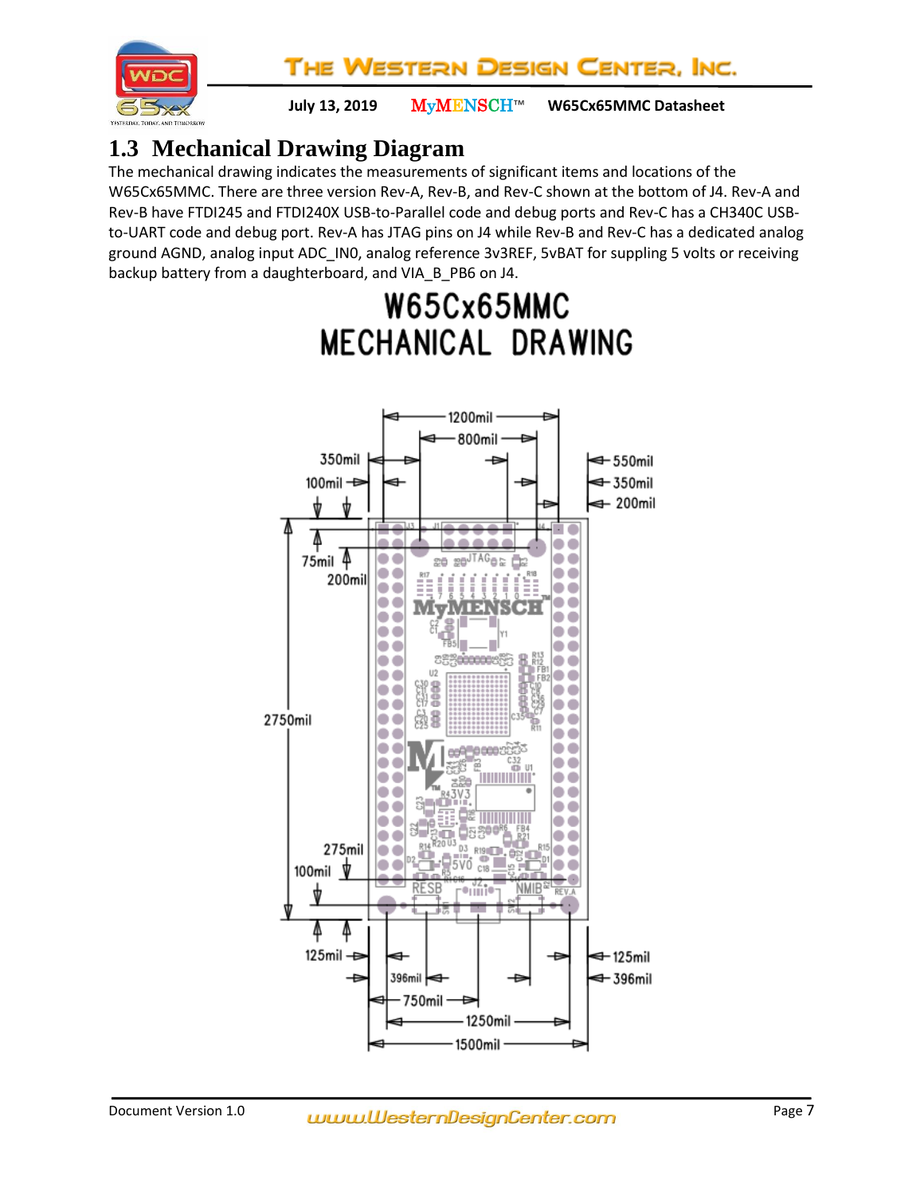## 1.3 Mechanical Drawing Diagram

The mechanical drawing indicates the measurements of significant items and locations of the W65Cx65MMC. There are three version Rev-A, Rev-B, and Rev-C shown at the bottom of J4. Rev-A and Rev-B have FTDI245 and FTDI240X USB-to-Parallel code and debug ports and Rev-C has a CH340C USB-to-UART code and debug port. Rev-A has JTAG pins on J4 while Rev-B and Rev-C has a dedicated analog ground AGND, analog input ADC_IN0, analog reference 3v3REF, 5vBAT for suppling 5 volts or receiving backup battery from a daughterboard, and VIA_B_PB6 on J4.

W65Cx65MMC
MECHANICAL DRAWING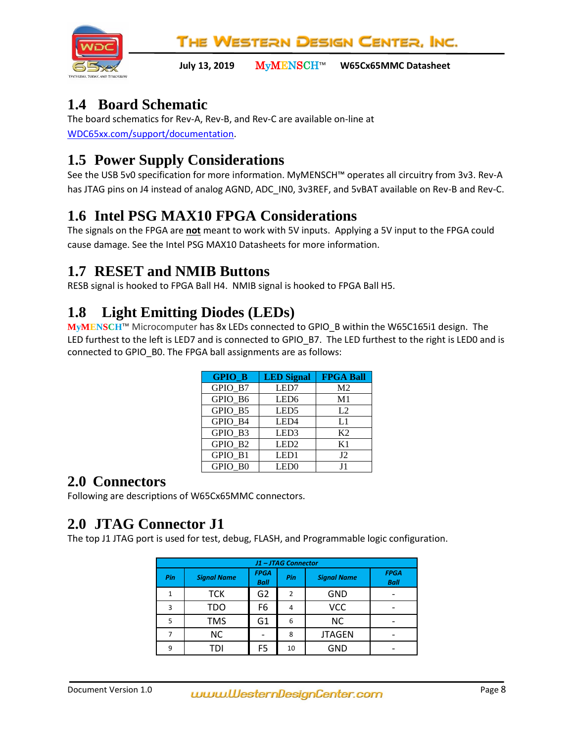## 1.4 Board Schematic

The board schematics for Rev-A, Rev-B, and Rev-C are available on-line at WDC65xx.com/support/documentation.

## 1.5 Power Supply Considerations

See the USB 5v0 specification for more information. MyMENSCH™ operates all circuitry from 3v3. Rev-A has JTAG pins on J4 instead of analog AGND, ADC_IN0, 3v3REF, and 5vBAT available on Rev-B and Rev-C.

## 1.6 Intel PSG MAX10 FPGA Considerations

The signals on the FPGA are **not** meant to work with 5V inputs. Applying a 5V input to the FPGA could cause damage. See the Intel PSG MAX10 Datasheets for more information.

## 1.7 RESET and NMIB Buttons

RESB signal is hooked to FPGA Ball H4. NMIB signal is hooked to FPGA Ball H5.

## 1.8 Light Emitting Diodes (LEDs)

MyMENSCH™ Microcomputer has 8x LEDs connected to GPIO_B within the W65C165i1 design. The LED furthest to the left is LED7 and is connected to GPIO_B7. The LED furthest to the right is LED0 and is connected to GPIO_B0. The FPGA ball assignments are as follows:

| GPIO_B | LED Signal | FPGA Ball |
|---|---|---|
| GPIO_B7 | LED7 | M2 |
| GPIO_B6 | LED6 | M1 |
| GPIO_B5 | LED5 | L2 |
| GPIO_B4 | LED4 | L1 |
| GPIO_B3 | LED3 | K2 |
| GPIO_B2 | LED2 | K1 |
| GPIO_B1 | LED1 | J2 |
| GPIO_B0 | LED0 | J1 |

# 2.0 Connectors

Following are descriptions of W65Cx65MMC connectors.

# 2.0 JTAG Connector J1

The top J1 JTAG port is used for test, debug, FLASH, and Programmable logic configuration.

| *J1 – JTAG Connector* | | | | | |
|---|---|---|---|---|---|
| *Pin* | *Signal Name* | *FPGA Ball* | *Pin* | *Signal Name* | *FPGA Ball* |
| 1 | TCK | G2 | 2 | GND | - |
| 3 | TDO | F6 | 4 | VCC | - |
| 5 | TMS | G1 | 6 | NC | - |
| 7 | NC | - | 8 | JTAGEN | - |
| 9 | TDI | F5 | 10 | GND | - |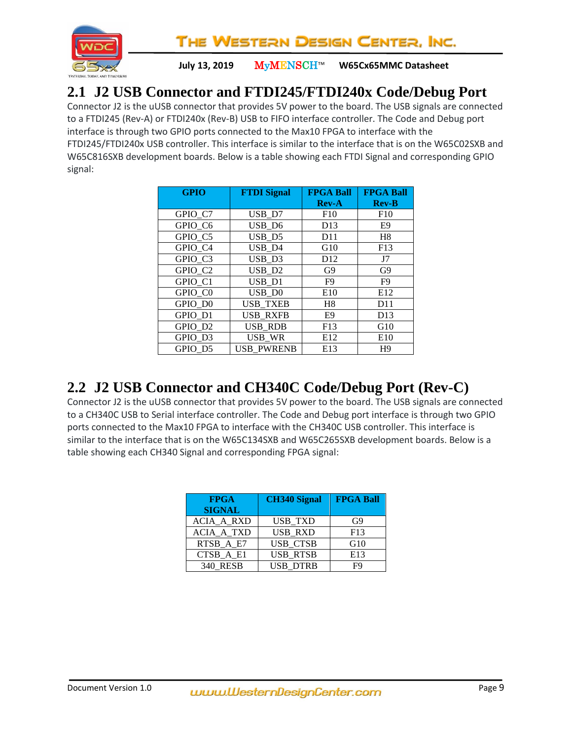## 2.1 J2 USB Connector and FTDI245/FTDI240x Code/Debug Port

Connector J2 is the uUSB connector that provides 5V power to the board. The USB signals are connected to a FTDI245 (Rev-A) or FTDI240x (Rev-B) USB to FIFO interface controller. The Code and Debug port interface is through two GPIO ports connected to the Max10 FPGA to interface with the FTDI245/FTDI240x USB controller. This interface is similar to the interface that is on the W65C02SXB and W65C816SXB development boards. Below is a table showing each FTDI Signal and corresponding GPIO signal:

| GPIO | FTDI Signal | FPGA Ball Rev-A | FPGA Ball Rev-B |
|---|---|---|---|
| GPIO_C7 | USB_D7 | F10 | F10 |
| GPIO_C6 | USB_D6 | D13 | E9 |
| GPIO_C5 | USB_D5 | D11 | H8 |
| GPIO_C4 | USB_D4 | G10 | F13 |
| GPIO_C3 | USB_D3 | D12 | J7 |
| GPIO_C2 | USB_D2 | G9 | G9 |
| GPIO_C1 | USB_D1 | F9 | F9 |
| GPIO_C0 | USB_D0 | E10 | E12 |
| GPIO_D0 | USB_TXEB | H8 | D11 |
| GPIO_D1 | USB_RXFB | E9 | D13 |
| GPIO_D2 | USB_RDB | F13 | G10 |
| GPIO_D3 | USB_WR | E12 | E10 |
| GPIO_D5 | USB_PWRENB | E13 | H9 |

## 2.2 J2 USB Connector and CH340C Code/Debug Port (Rev-C)

Connector J2 is the uUSB connector that provides 5V power to the board. The USB signals are connected to a CH340C USB to Serial interface controller. The Code and Debug port interface is through two GPIO ports connected to the Max10 FPGA to interface with the CH340C USB controller. This interface is similar to the interface that is on the W65C134SXB and W65C265SXB development boards. Below is a table showing each CH340 Signal and corresponding FPGA signal:

| FPGA SIGNAL | CH340 Signal | FPGA Ball |
|---|---|---|
| ACIA_A_RXD | USB_TXD | G9 |
| ACIA_A_TXD | USB_RXD | F13 |
| RTSB_A_E7 | USB_CTSB | G10 |
| CTSB_A_E1 | USB_RTSB | E13 |
| 340_RESB | USB_DTRB | F9 |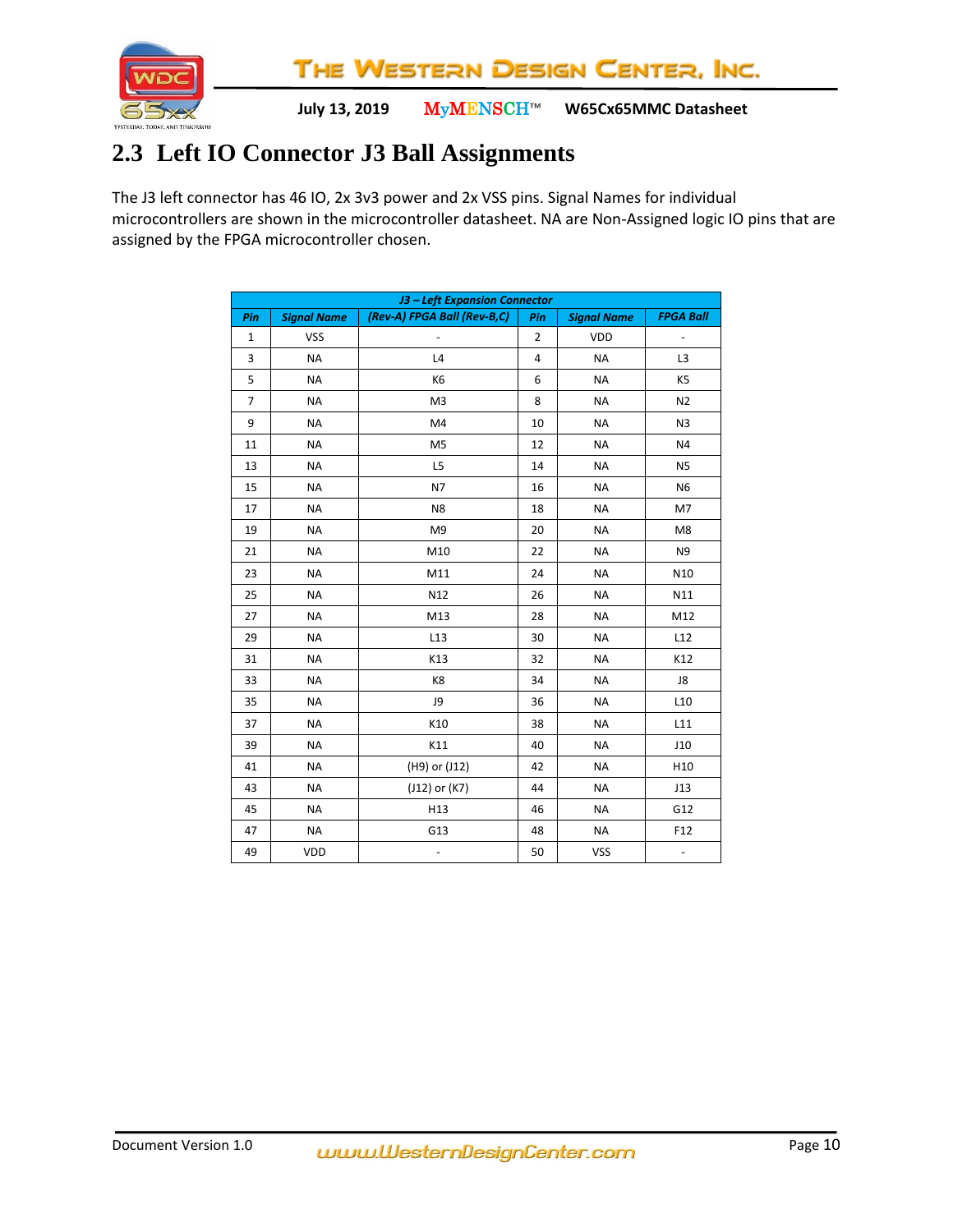## 2.3 Left IO Connector J3 Ball Assignments

The J3 left connector has 46 IO, 2x 3v3 power and 2x VSS pins. Signal Names for individual microcontrollers are shown in the microcontroller datasheet. NA are Non-Assigned logic IO pins that are assigned by the FPGA microcontroller chosen.

| *J3 – Left Expansion Connector* | | | | | |
|---|---|---|---|---|---|
| *Pin* | *Signal Name* | *(Rev-A) FPGA Ball (Rev-B,C)* | *Pin* | *Signal Name* | *FPGA Ball* |
| 1 | VSS | - | 2 | VDD | - |
| 3 | NA | L4 | 4 | NA | L3 |
| 5 | NA | K6 | 6 | NA | K5 |
| 7 | NA | M3 | 8 | NA | N2 |
| 9 | NA | M4 | 10 | NA | N3 |
| 11 | NA | M5 | 12 | NA | N4 |
| 13 | NA | L5 | 14 | NA | N5 |
| 15 | NA | N7 | 16 | NA | N6 |
| 17 | NA | N8 | 18 | NA | M7 |
| 19 | NA | M9 | 20 | NA | M8 |
| 21 | NA | M10 | 22 | NA | N9 |
| 23 | NA | M11 | 24 | NA | N10 |
| 25 | NA | N12 | 26 | NA | N11 |
| 27 | NA | M13 | 28 | NA | M12 |
| 29 | NA | L13 | 30 | NA | L12 |
| 31 | NA | K13 | 32 | NA | K12 |
| 33 | NA | K8 | 34 | NA | J8 |
| 35 | NA | J9 | 36 | NA | L10 |
| 37 | NA | K10 | 38 | NA | L11 |
| 39 | NA | K11 | 40 | NA | J10 |
| 41 | NA | (H9) or (J12) | 42 | NA | H10 |
| 43 | NA | (J12) or (K7) | 44 | NA | J13 |
| 45 | NA | H13 | 46 | NA | G12 |
| 47 | NA | G13 | 48 | NA | F12 |
| 49 | VDD | - | 50 | VSS | - |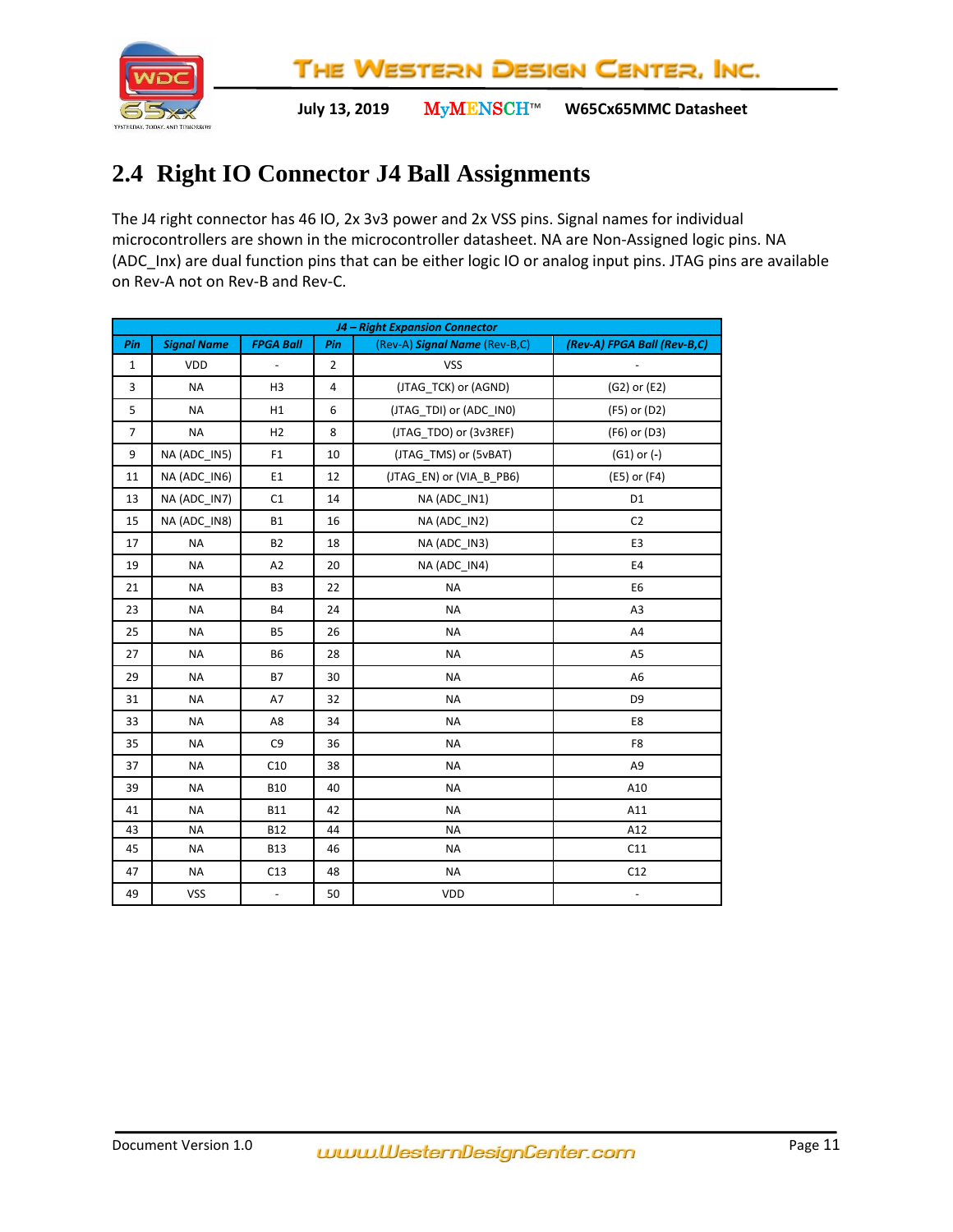## 2.4 Right IO Connector J4 Ball Assignments

The J4 right connector has 46 IO, 2x 3v3 power and 2x VSS pins. Signal names for individual microcontrollers are shown in the microcontroller datasheet. NA are Non-Assigned logic pins. NA (ADC_Inx) are dual function pins that can be either logic IO or analog input pins. JTAG pins are available on Rev-A not on Rev-B and Rev-C.

| ***J4 – Right Expansion Connector*** | | | | | |
|---|---|---|---|---|---|
| ***Pin*** | ***Signal Name*** | ***FPGA Ball*** | ***Pin*** | (Rev-A) ***Signal Name*** (Rev-B,C) | ***(Rev-A) FPGA Ball (Rev-B,C)*** |
| 1 | VDD | - | 2 | VSS | - |
| 3 | NA | H3 | 4 | (JTAG_TCK) or (AGND) | (G2) or (E2) |
| 5 | NA | H1 | 6 | (JTAG_TDI) or (ADC_IN0) | (F5) or (D2) |
| 7 | NA | H2 | 8 | (JTAG_TDO) or (3v3REF) | (F6) or (D3) |
| 9 | NA (ADC_IN5) | F1 | 10 | (JTAG_TMS) or (5vBAT) | (G1) or (-) |
| 11 | NA (ADC_IN6) | E1 | 12 | (JTAG_EN) or (VIA_B_PB6) | (E5) or (F4) |
| 13 | NA (ADC_IN7) | C1 | 14 | NA (ADC_IN1) | D1 |
| 15 | NA (ADC_IN8) | B1 | 16 | NA (ADC_IN2) | C2 |
| 17 | NA | B2 | 18 | NA (ADC_IN3) | E3 |
| 19 | NA | A2 | 20 | NA (ADC_IN4) | E4 |
| 21 | NA | B3 | 22 | NA | E6 |
| 23 | NA | B4 | 24 | NA | A3 |
| 25 | NA | B5 | 26 | NA | A4 |
| 27 | NA | B6 | 28 | NA | A5 |
| 29 | NA | B7 | 30 | NA | A6 |
| 31 | NA | A7 | 32 | NA | D9 |
| 33 | NA | A8 | 34 | NA | E8 |
| 35 | NA | C9 | 36 | NA | F8 |
| 37 | NA | C10 | 38 | NA | A9 |
| 39 | NA | B10 | 40 | NA | A10 |
| 41 | NA | B11 | 42 | NA | A11 |
| 43 | NA | B12 | 44 | NA | A12 |
| 45 | NA | B13 | 46 | NA | C11 |
| 47 | NA | C13 | 48 | NA | C12 |
| 49 | VSS | - | 50 | VDD | - |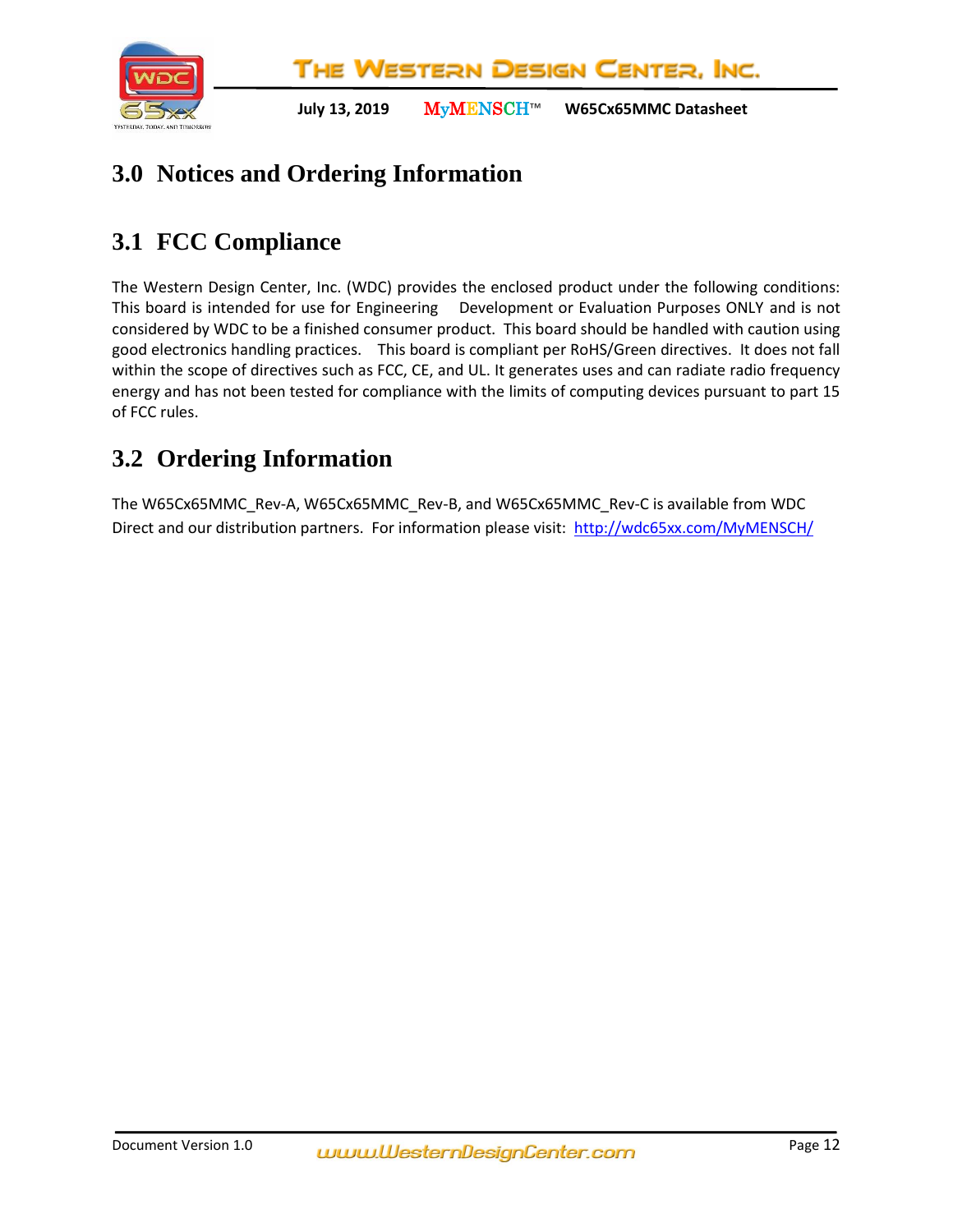# 3.0 Notices and Ordering Information

## 3.1 FCC Compliance

The Western Design Center, Inc. (WDC) provides the enclosed product under the following conditions: This board is intended for use for Engineering Development or Evaluation Purposes ONLY and is not considered by WDC to be a finished consumer product. This board should be handled with caution using good electronics handling practices. This board is compliant per RoHS/Green directives. It does not fall within the scope of directives such as FCC, CE, and UL. It generates uses and can radiate radio frequency energy and has not been tested for compliance with the limits of computing devices pursuant to part 15 of FCC rules.

## 3.2 Ordering Information

The W65Cx65MMC_Rev-A, W65Cx65MMC_Rev-B, and W65Cx65MMC_Rev-C is available from WDC Direct and our distribution partners. For information please visit: http://wdc65xx.com/MyMENSCH/